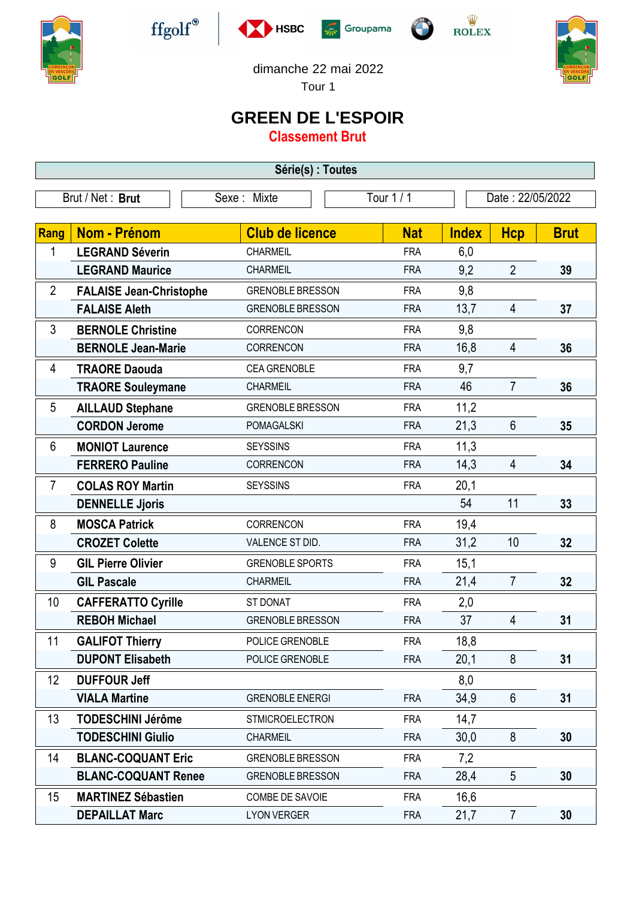dimanche 22 mai 2022

Tour 1

# GREEN DE L'ESPOIR

## Classement Brut

**Série(s) : Toutes**

| Brut / Net : **Brut** | Sexe : Mixte | Tour 1 / 1 | Date : 22/05/2022 |
|---|---|---|---|

| Rang | Nom - Prénom | Club de licence | Nat | Index | Hcp | Brut |
|---|---|---|---|---|---|---|
| 1 | **LEGRAND Séverin** | CHARMEIL | FRA | 6,0 | | |
| | **LEGRAND Maurice** | CHARMEIL | FRA | 9,2 | 2 | **39** |
| 2 | **FALAISE Jean-Christophe** | GRENOBLE BRESSON | FRA | 9,8 | | |
| | **FALAISE Aleth** | GRENOBLE BRESSON | FRA | 13,7 | 4 | **37** |
| 3 | **BERNOLE Christine** | CORRENCON | FRA | 9,8 | | |
| | **BERNOLE Jean-Marie** | CORRENCON | FRA | 16,8 | 4 | **36** |
| 4 | **TRAORE Daouda** | CEA GRENOBLE | FRA | 9,7 | | |
| | **TRAORE Souleymane** | CHARMEIL | FRA | 46 | 7 | **36** |
| 5 | **AILLAUD Stephane** | GRENOBLE BRESSON | FRA | 11,2 | | |
| | **CORDON Jerome** | POMAGALSKI | FRA | 21,3 | 6 | **35** |
| 6 | **MONIOT Laurence** | SEYSSINS | FRA | 11,3 | | |
| | **FERRERO Pauline** | CORRENCON | FRA | 14,3 | 4 | **34** |
| 7 | **COLAS ROY Martin** | SEYSSINS | FRA | 20,1 | | |
| | **DENNELLE Jjoris** | | | 54 | 11 | **33** |
| 8 | **MOSCA Patrick** | CORRENCON | FRA | 19,4 | | |
| | **CROZET Colette** | VALENCE ST DID. | FRA | 31,2 | 10 | **32** |
| 9 | **GIL Pierre Olivier** | GRENOBLE SPORTS | FRA | 15,1 | | |
| | **GIL Pascale** | CHARMEIL | FRA | 21,4 | 7 | **32** |
| 10 | **CAFFERATTO Cyrille** | ST DONAT | FRA | 2,0 | | |
| | **REBOH Michael** | GRENOBLE BRESSON | FRA | 37 | 4 | **31** |
| 11 | **GALIFOT Thierry** | POLICE GRENOBLE | FRA | 18,8 | | |
| | **DUPONT Elisabeth** | POLICE GRENOBLE | FRA | 20,1 | 8 | **31** |
| 12 | **DUFFOUR Jeff** | | | 8,0 | | |
| | **VIALA Martine** | GRENOBLE ENERGI | FRA | 34,9 | 6 | **31** |
| 13 | **TODESCHINI Jérôme** | STMICROELECTRON | FRA | 14,7 | | |
| | **TODESCHINI Giulio** | CHARMEIL | FRA | 30,0 | 8 | **30** |
| 14 | **BLANC-COQUANT Eric** | GRENOBLE BRESSON | FRA | 7,2 | | |
| | **BLANC-COQUANT Renee** | GRENOBLE BRESSON | FRA | 28,4 | 5 | **30** |
| 15 | **MARTINEZ Sébastien** | COMBE DE SAVOIE | FRA | 16,6 | | |
| | **DEPAILLAT Marc** | LYON VERGER | FRA | 21,7 | 7 | **30** |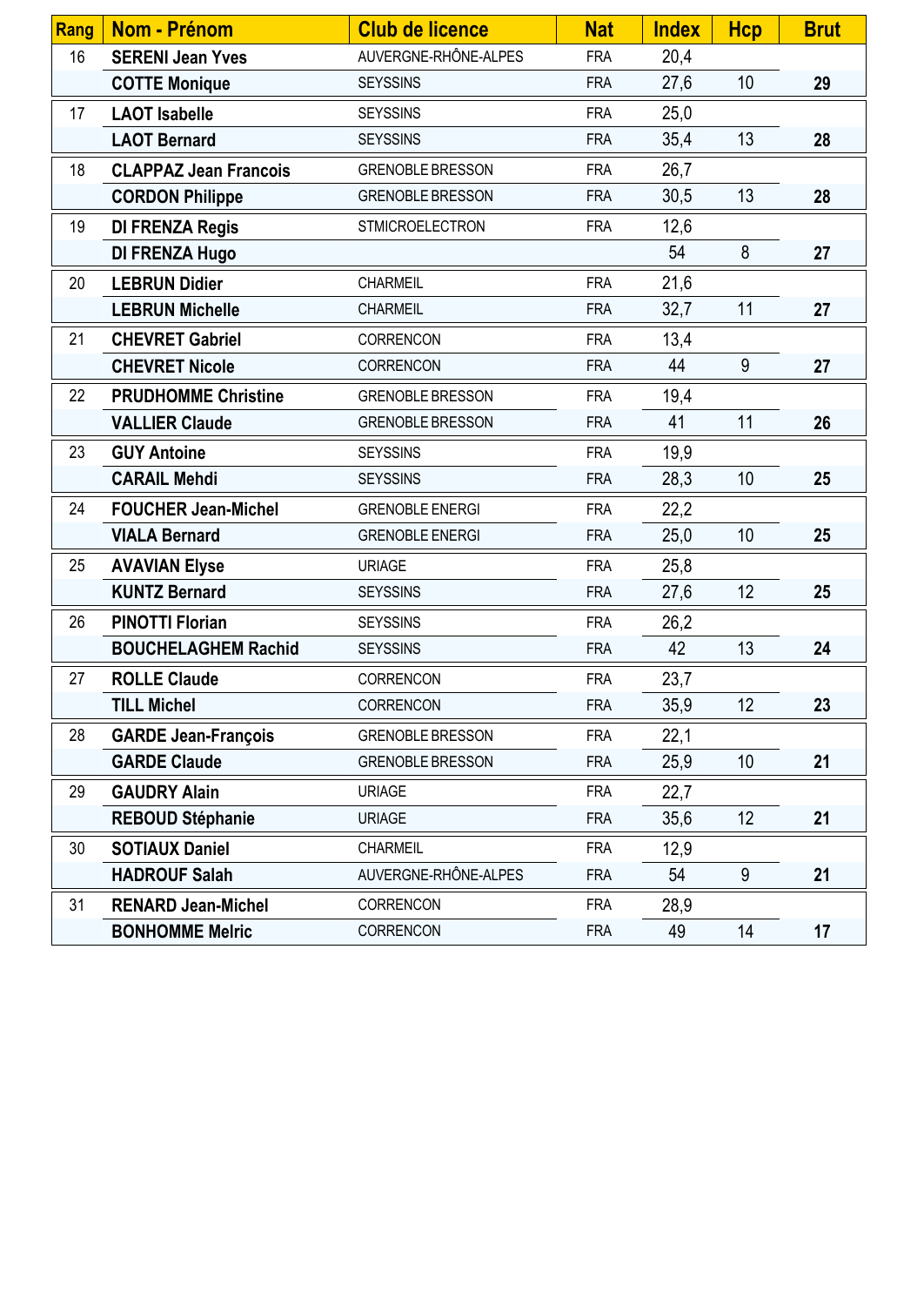| Rang | Nom - Prénom | Club de licence | Nat | Index | Hcp | Brut |
|---|---|---|---|---|---|---|
| 16 | **SERENI Jean Yves** | AUVERGNE-RHÔNE-ALPES | FRA | 20,4 | | |
| | **COTTE Monique** | SEYSSINS | FRA | 27,6 | 10 | **29** |
| 17 | **LAOT Isabelle** | SEYSSINS | FRA | 25,0 | | |
| | **LAOT Bernard** | SEYSSINS | FRA | 35,4 | 13 | **28** |
| 18 | **CLAPPAZ Jean Francois** | GRENOBLE BRESSON | FRA | 26,7 | | |
| | **CORDON Philippe** | GRENOBLE BRESSON | FRA | 30,5 | 13 | **28** |
| 19 | **DI FRENZA Regis** | STMICROELECTRON | FRA | 12,6 | | |
| | **DI FRENZA Hugo** | | | 54 | 8 | **27** |
| 20 | **LEBRUN Didier** | CHARMEIL | FRA | 21,6 | | |
| | **LEBRUN Michelle** | CHARMEIL | FRA | 32,7 | 11 | **27** |
| 21 | **CHEVRET Gabriel** | CORRENCON | FRA | 13,4 | | |
| | **CHEVRET Nicole** | CORRENCON | FRA | 44 | 9 | **27** |
| 22 | **PRUDHOMME Christine** | GRENOBLE BRESSON | FRA | 19,4 | | |
| | **VALLIER Claude** | GRENOBLE BRESSON | FRA | 41 | 11 | **26** |
| 23 | **GUY Antoine** | SEYSSINS | FRA | 19,9 | | |
| | **CARAIL Mehdi** | SEYSSINS | FRA | 28,3 | 10 | **25** |
| 24 | **FOUCHER Jean-Michel** | GRENOBLE ENERGI | FRA | 22,2 | | |
| | **VIALA Bernard** | GRENOBLE ENERGI | FRA | 25,0 | 10 | **25** |
| 25 | **AVAVIAN Elyse** | URIAGE | FRA | 25,8 | | |
| | **KUNTZ Bernard** | SEYSSINS | FRA | 27,6 | 12 | **25** |
| 26 | **PINOTTI Florian** | SEYSSINS | FRA | 26,2 | | |
| | **BOUCHELAGHEM Rachid** | SEYSSINS | FRA | 42 | 13 | **24** |
| 27 | **ROLLE Claude** | CORRENCON | FRA | 23,7 | | |
| | **TILL Michel** | CORRENCON | FRA | 35,9 | 12 | **23** |
| 28 | **GARDE Jean-François** | GRENOBLE BRESSON | FRA | 22,1 | | |
| | **GARDE Claude** | GRENOBLE BRESSON | FRA | 25,9 | 10 | **21** |
| 29 | **GAUDRY Alain** | URIAGE | FRA | 22,7 | | |
| | **REBOUD Stéphanie** | URIAGE | FRA | 35,6 | 12 | **21** |
| 30 | **SOTIAUX Daniel** | CHARMEIL | FRA | 12,9 | | |
| | **HADROUF Salah** | AUVERGNE-RHÔNE-ALPES | FRA | 54 | 9 | **21** |
| 31 | **RENARD Jean-Michel** | CORRENCON | FRA | 28,9 | | |
| | **BONHOMME Melric** | CORRENCON | FRA | 49 | 14 | **17** |